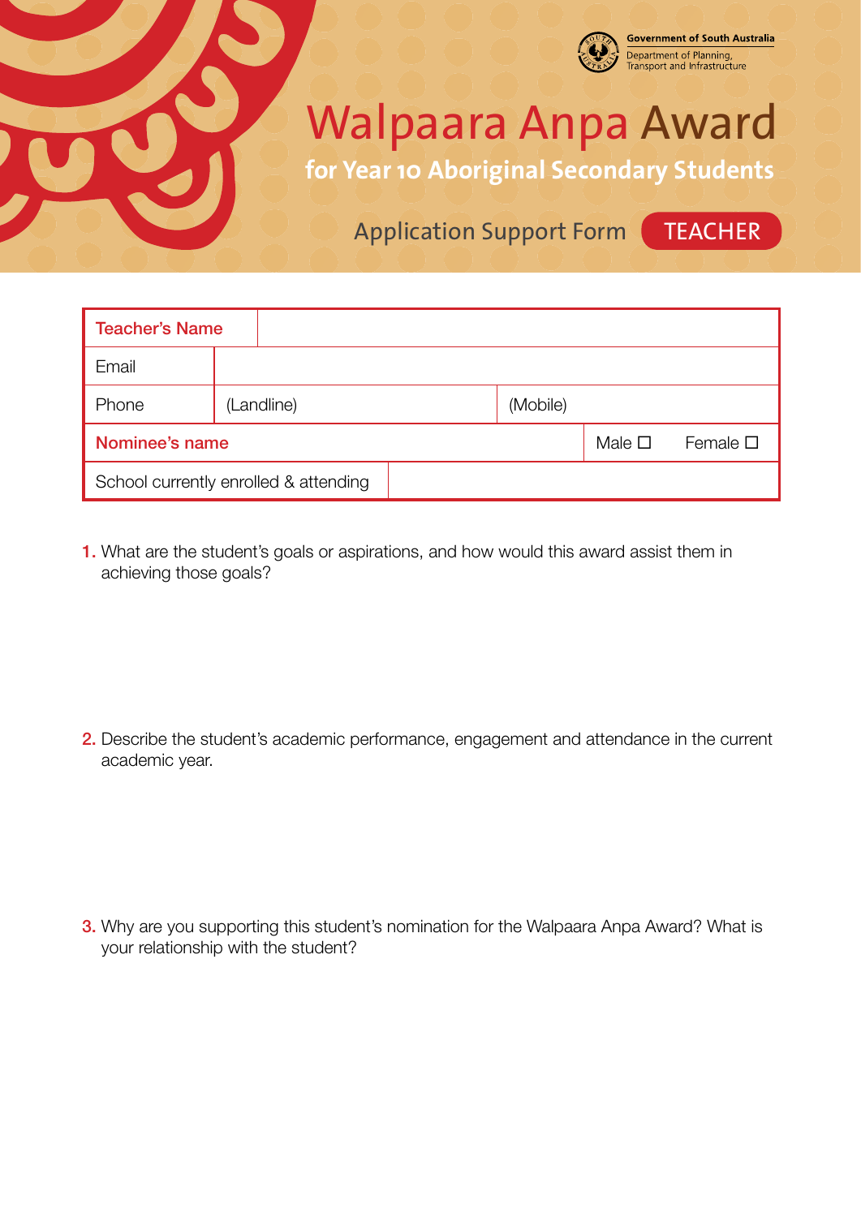Government of South Australia
Department of Planning, Transport and Infrastructure

# Walpaara Anpa Award

## for Year 10 Aboriginal Secondary Students

### Application Support Form TEACHER

| Teacher's Name | | |
|---|---|---|
| Email | | |
| Phone | (Landline) | (Mobile) |
| Nominee's name | Male ☐ | Female ☐ |
| School currently enrolled & attending | | |

1. What are the student's goals or aspirations, and how would this award assist them in achieving those goals?

2. Describe the student's academic performance, engagement and attendance in the current academic year.

3. Why are you supporting this student's nomination for the Walpaara Anpa Award? What is your relationship with the student?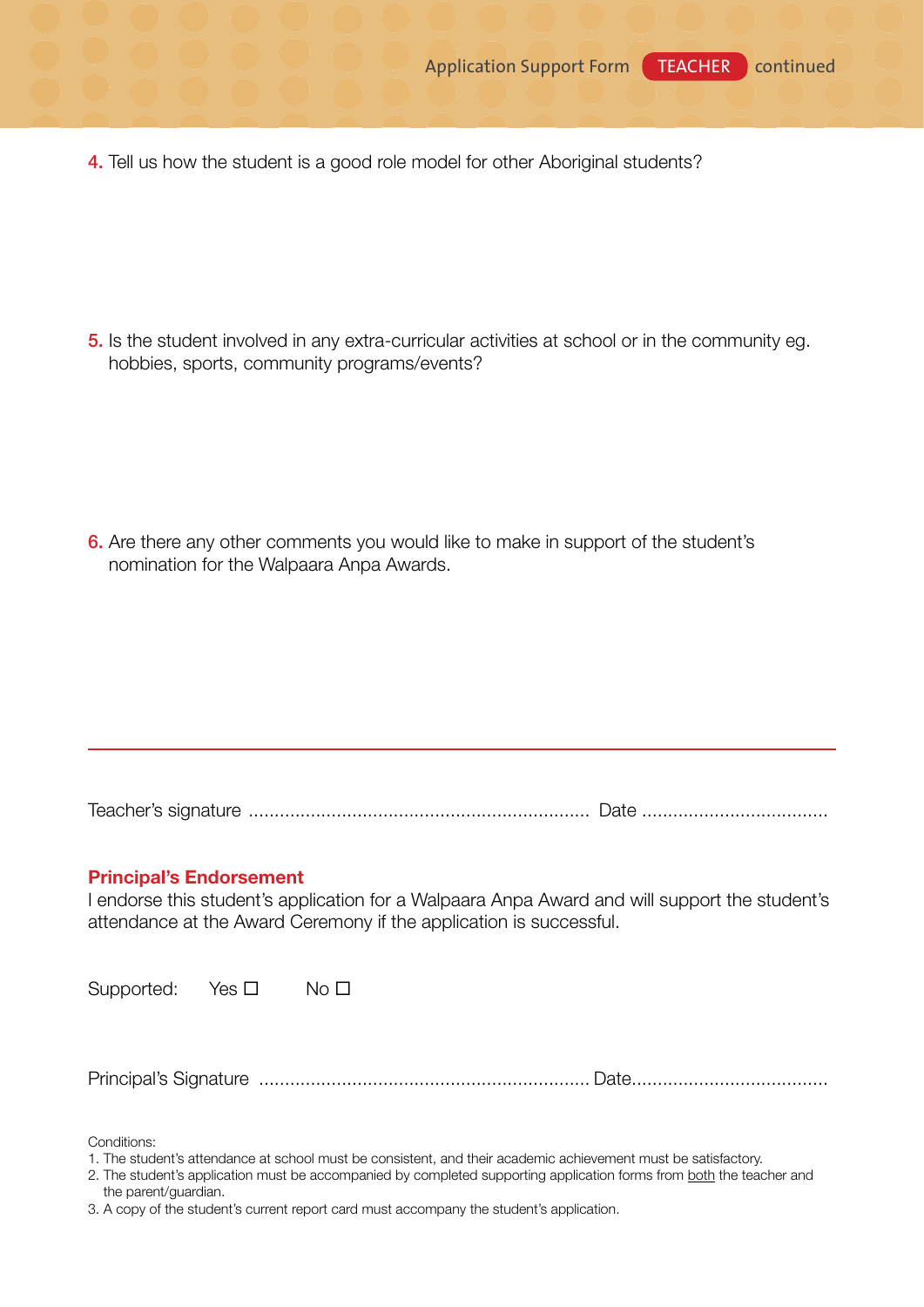4. Tell us how the student is a good role model for other Aboriginal students?

5. Is the student involved in any extra-curricular activities at school or in the community eg. hobbies, sports, community programs/events?

6. Are there any other comments you would like to make in support of the student's nomination for the Walpaara Anpa Awards.

---

Teacher's signature ................................................................. Date ...................................

**Principal's Endorsement**

I endorse this student's application for a Walpaara Anpa Award and will support the student's attendance at the Award Ceremony if the application is successful.

Supported: Yes ☐ No ☐

Principal's Signature ............................................................... Date.....................................

Conditions:

1. The student's attendance at school must be consistent, and their academic achievement must be satisfactory.
2. The student's application must be accompanied by completed supporting application forms from both the teacher and the parent/guardian.
3. A copy of the student's current report card must accompany the student's application.